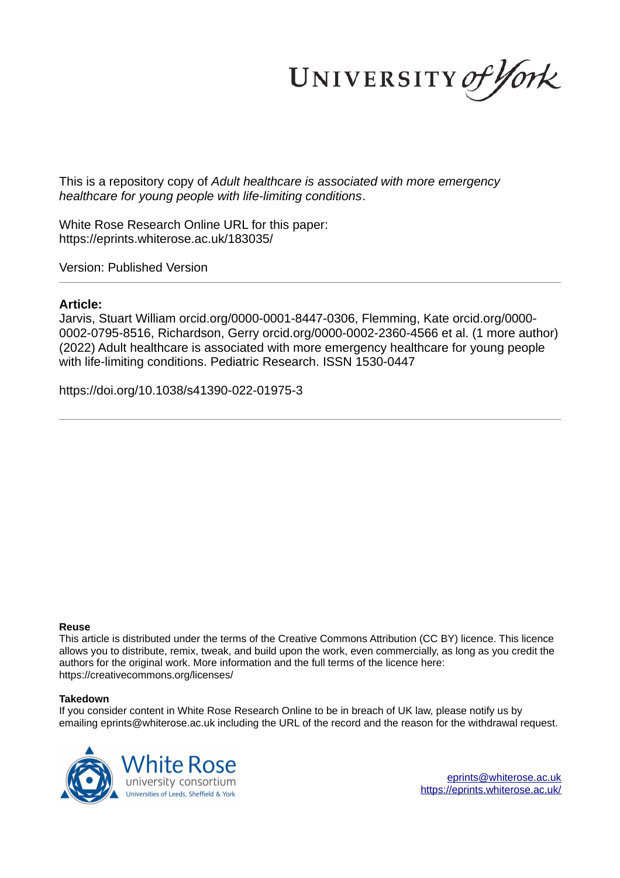This is a repository copy of *Adult healthcare is associated with more emergency healthcare for young people with life-limiting conditions*.

White Rose Research Online URL for this paper:
https://eprints.whiterose.ac.uk/183035/

Version: Published Version

## Article:

Jarvis, Stuart William orcid.org/0000-0001-8447-0306, Flemming, Kate orcid.org/0000-0002-0795-8516, Richardson, Gerry orcid.org/0000-0002-2360-4566 et al. (1 more author) (2022) Adult healthcare is associated with more emergency healthcare for young people with life-limiting conditions. Pediatric Research. ISSN 1530-0447

https://doi.org/10.1038/s41390-022-01975-3

**Reuse**

This article is distributed under the terms of the Creative Commons Attribution (CC BY) licence. This licence allows you to distribute, remix, tweak, and build upon the work, even commercially, as long as you credit the authors for the original work. More information and the full terms of the licence here: https://creativecommons.org/licenses/

**Takedown**

If you consider content in White Rose Research Online to be in breach of UK law, please notify us by emailing eprints@whiterose.ac.uk including the URL of the record and the reason for the withdrawal request.

eprints@whiterose.ac.uk
https://eprints.whiterose.ac.uk/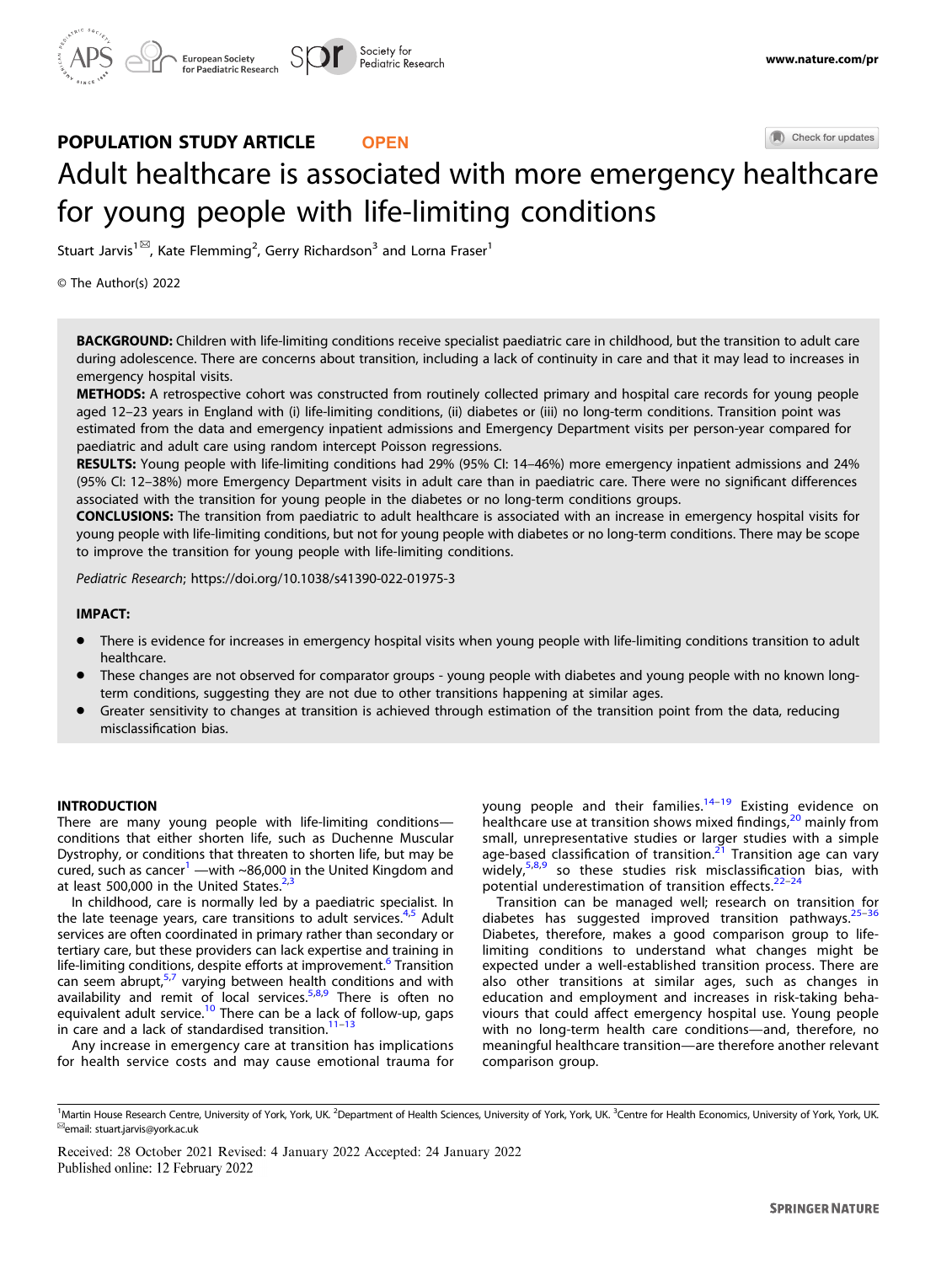**POPULATION STUDY ARTICLE** **OPEN**

# Adult healthcare is associated with more emergency healthcare for young people with life-limiting conditions

Stuart Jarvis[1]✉, Kate Flemming[2], Gerry Richardson[3] and Lorna Fraser[1]

© The Author(s) 2022

**BACKGROUND:** Children with life-limiting conditions receive specialist paediatric care in childhood, but the transition to adult care during adolescence. There are concerns about transition, including a lack of continuity in care and that it may lead to increases in emergency hospital visits.

**METHODS:** A retrospective cohort was constructed from routinely collected primary and hospital care records for young people aged 12–23 years in England with (i) life-limiting conditions, (ii) diabetes or (iii) no long-term conditions. Transition point was estimated from the data and emergency inpatient admissions and Emergency Department visits per person-year compared for paediatric and adult care using random intercept Poisson regressions.

**RESULTS:** Young people with life-limiting conditions had 29% (95% CI: 14–46%) more emergency inpatient admissions and 24% (95% CI: 12–38%) more Emergency Department visits in adult care than in paediatric care. There were no significant differences associated with the transition for young people in the diabetes or no long-term conditions groups.

**CONCLUSIONS:** The transition from paediatric to adult healthcare is associated with an increase in emergency hospital visits for young people with life-limiting conditions, but not for young people with diabetes or no long-term conditions. There may be scope to improve the transition for young people with life-limiting conditions.

*Pediatric Research*; https://doi.org/10.1038/s41390-022-01975-3

**IMPACT:**

- There is evidence for increases in emergency hospital visits when young people with life-limiting conditions transition to adult healthcare.
- These changes are not observed for comparator groups - young people with diabetes and young people with no known long-term conditions, suggesting they are not due to other transitions happening at similar ages.
- Greater sensitivity to changes at transition is achieved through estimation of the transition point from the data, reducing misclassification bias.

## INTRODUCTION

There are many young people with life-limiting conditions—conditions that either shorten life, such as Duchenne Muscular Dystrophy, or conditions that threaten to shorten life, but may be cured, such as cancer[1] —with ~86,000 in the United Kingdom and at least 500,000 in the United States.[2,3]

In childhood, care is normally led by a paediatric specialist. In the late teenage years, care transitions to adult services.[4,5] Adult services are often coordinated in primary rather than secondary or tertiary care, but these providers can lack expertise and training in life-limiting conditions, despite efforts at improvement.[6] Transition can seem abrupt,[5,7] varying between health conditions and with availability and remit of local services.[5,8,9] There is often no equivalent adult service.[10] There can be a lack of follow-up, gaps in care and a lack of standardised transition.[11–13]

Any increase in emergency care at transition has implications for health service costs and may cause emotional trauma for young people and their families.[14–19] Existing evidence on healthcare use at transition shows mixed findings,[20] mainly from small, unrepresentative studies or larger studies with a simple age-based classification of transition.[21] Transition age can vary widely,[5,8,9] so these studies risk misclassification bias, with potential underestimation of transition effects.[22–24]

Transition can be managed well; research on transition for diabetes has suggested improved transition pathways.[25–36] Diabetes, therefore, makes a good comparison group to life-limiting conditions to understand what changes might be expected under a well-established transition process. There are also other transitions at similar ages, such as changes in education and employment and increases in risk-taking behaviours that could affect emergency hospital use. Young people with no long-term health care conditions—and, therefore, no meaningful healthcare transition—are therefore another relevant comparison group.

[1]Martin House Research Centre, University of York, York, UK. [2]Department of Health Sciences, University of York, York, UK. [3]Centre for Health Economics, University of York, York, UK. ✉email: stuart.jarvis@york.ac.uk

Received: 28 October 2021 Revised: 4 January 2022 Accepted: 24 January 2022
Published online: 12 February 2022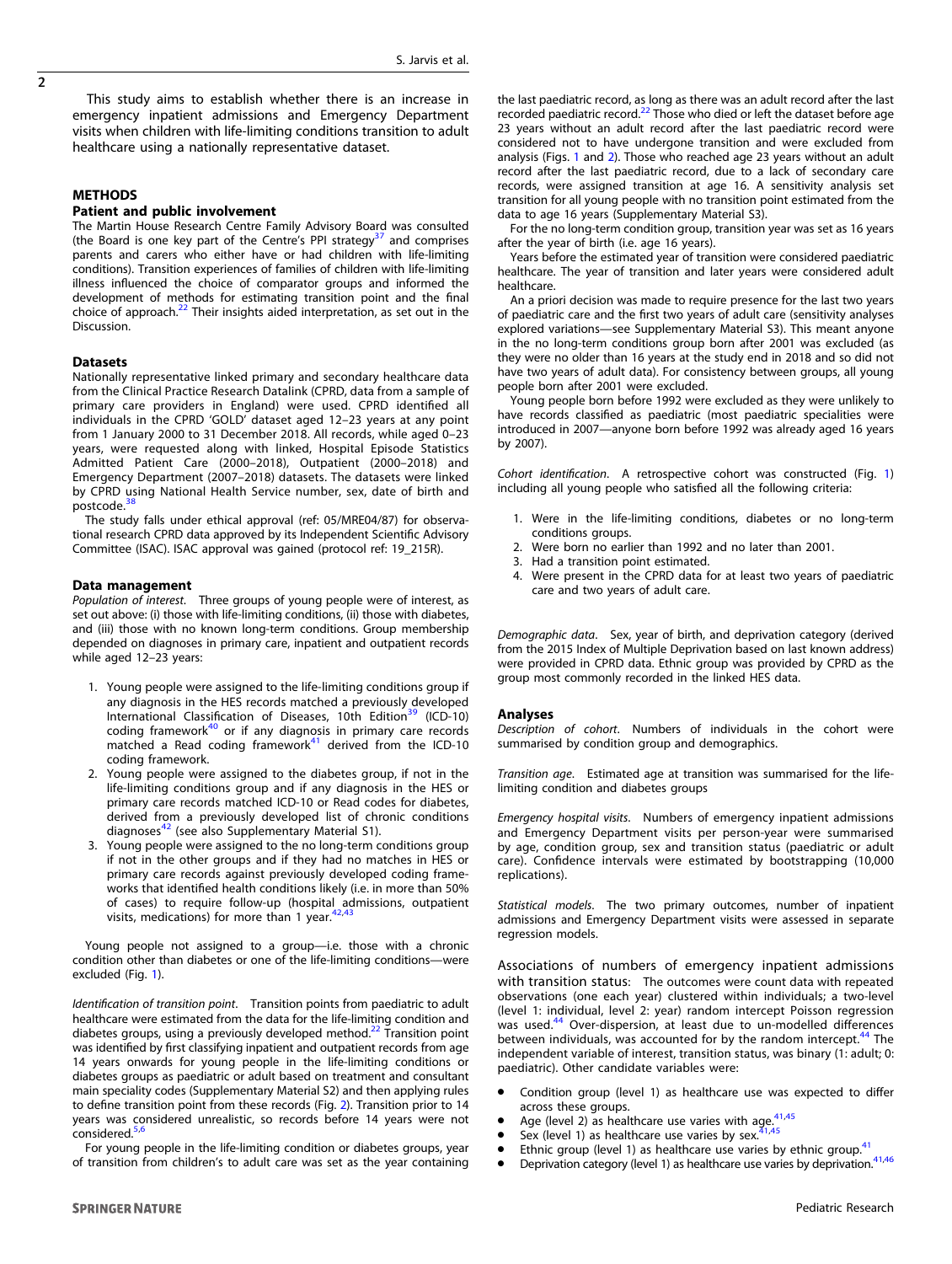This study aims to establish whether there is an increase in emergency inpatient admissions and Emergency Department visits when children with life-limiting conditions transition to adult healthcare using a nationally representative dataset.

## METHODS

### Patient and public involvement

The Martin House Research Centre Family Advisory Board was consulted (the Board is one key part of the Centre's PPI strategy[37] and comprises parents and carers who either have or had children with life-limiting conditions). Transition experiences of families of children with life-limiting illness influenced the choice of comparator groups and informed the development of methods for estimating transition point and the final choice of approach.[22] Their insights aided interpretation, as set out in the Discussion.

### Datasets

Nationally representative linked primary and secondary healthcare data from the Clinical Practice Research Datalink (CPRD, data from a sample of primary care providers in England) were used. CPRD identified all individuals in the CPRD 'GOLD' dataset aged 12–23 years at any point from 1 January 2000 to 31 December 2018. All records, while aged 0–23 years, were requested along with linked, Hospital Episode Statistics Admitted Patient Care (2000–2018), Outpatient (2000–2018) and Emergency Department (2007–2018) datasets. The datasets were linked by CPRD using National Health Service number, sex, date of birth and postcode.[38]

The study falls under ethical approval (ref: 05/MRE04/87) for observational research CPRD data approved by its Independent Scientific Advisory Committee (ISAC). ISAC approval was gained (protocol ref: 19_215R).

### Data management

*Population of interest*. Three groups of young people were of interest, as set out above: (i) those with life-limiting conditions, (ii) those with diabetes, and (iii) those with no known long-term conditions. Group membership depended on diagnoses in primary care, inpatient and outpatient records while aged 12–23 years:

1. Young people were assigned to the life-limiting conditions group if any diagnosis in the HES records matched a previously developed International Classification of Diseases, 10th Edition[39] (ICD-10) coding framework[40] or if any diagnosis in primary care records matched a Read coding framework[41] derived from the ICD-10 coding framework.
2. Young people were assigned to the diabetes group, if not in the life-limiting conditions group and if any diagnosis in the HES or primary care records matched ICD-10 or Read codes for diabetes, derived from a previously developed list of chronic conditions diagnoses[42] (see also Supplementary Material S1).
3. Young people were assigned to the no long-term conditions group if not in the other groups and if they had no matches in HES or primary care records against previously developed coding frameworks that identified health conditions likely (i.e. in more than 50% of cases) to require follow-up (hospital admissions, outpatient visits, medications) for more than 1 year.[42,43]

Young people not assigned to a group—i.e. those with a chronic condition other than diabetes or one of the life-limiting conditions—were excluded (Fig. 1).

*Identification of transition point*. Transition points from paediatric to adult healthcare were estimated from the data for the life-limiting condition and diabetes groups, using a previously developed method.[22] Transition point was identified by first classifying inpatient and outpatient records from age 14 years onwards for young people in the life-limiting conditions or diabetes groups as paediatric or adult based on treatment and consultant main speciality codes (Supplementary Material S2) and then applying rules to define transition point from these records (Fig. 2). Transition prior to 14 years was considered unrealistic, so records before 14 years were not considered.[5,6]

For young people in the life-limiting condition or diabetes groups, year of transition from children's to adult care was set as the year containing the last paediatric record, as long as there was an adult record after the last recorded paediatric record.[22] Those who died or left the dataset before age 23 years without an adult record after the last paediatric record were considered not to have undergone transition and were excluded from analysis (Figs. 1 and 2). Those who reached age 23 years without an adult record after the last paediatric record, due to a lack of secondary care records, were assigned transition at age 16. A sensitivity analysis set transition for all young people with no transition point estimated from the data to age 16 years (Supplementary Material S3).

For the no long-term condition group, transition year was set as 16 years after the year of birth (i.e. age 16 years).

Years before the estimated year of transition were considered paediatric healthcare. The year of transition and later years were considered adult healthcare.

An a priori decision was made to require presence for the last two years of paediatric care and the first two years of adult care (sensitivity analyses explored variations—see Supplementary Material S3). This meant anyone in the no long-term conditions group born after 2001 was excluded (as they were no older than 16 years at the study end in 2018 and so did not have two years of adult data). For consistency between groups, all young people born after 2001 were excluded.

Young people born before 1992 were excluded as they were unlikely to have records classified as paediatric (most paediatric specialities were introduced in 2007—anyone born before 1992 was already aged 16 years by 2007).

*Cohort identification*. A retrospective cohort was constructed (Fig. 1) including all young people who satisfied all the following criteria:

1. Were in the life-limiting conditions, diabetes or no long-term conditions groups.
2. Were born no earlier than 1992 and no later than 2001.
3. Had a transition point estimated.
4. Were present in the CPRD data for at least two years of paediatric care and two years of adult care.

*Demographic data*. Sex, year of birth, and deprivation category (derived from the 2015 Index of Multiple Deprivation based on last known address) were provided in CPRD data. Ethnic group was provided by CPRD as the group most commonly recorded in the linked HES data.

### Analyses

*Description of cohort*. Numbers of individuals in the cohort were summarised by condition group and demographics.

*Transition age*. Estimated age at transition was summarised for the life-limiting condition and diabetes groups

*Emergency hospital visits*. Numbers of emergency inpatient admissions and Emergency Department visits per person-year were summarised by age, condition group, sex and transition status (paediatric or adult care). Confidence intervals were estimated by bootstrapping (10,000 replications).

*Statistical models*. The two primary outcomes, number of inpatient admissions and Emergency Department visits were assessed in separate regression models.

Associations of numbers of emergency inpatient admissions with transition status: The outcomes were count data with repeated observations (one each year) clustered within individuals; a two-level (level 1: individual, level 2: year) random intercept Poisson regression was used.[44] Over-dispersion, at least due to un-modelled differences between individuals, was accounted for by the random intercept.[44] The independent variable of interest, transition status, was binary (1: adult; 0: paediatric). Other candidate variables were:

- Condition group (level 1) as healthcare use was expected to differ across these groups.
- Age (level 2) as healthcare use varies with age.[41,45]
- Sex (level 1) as healthcare use varies by sex.[41,45]
- Ethnic group (level 1) as healthcare use varies by ethnic group.[41]
- Deprivation category (level 1) as healthcare use varies by deprivation.[41,46]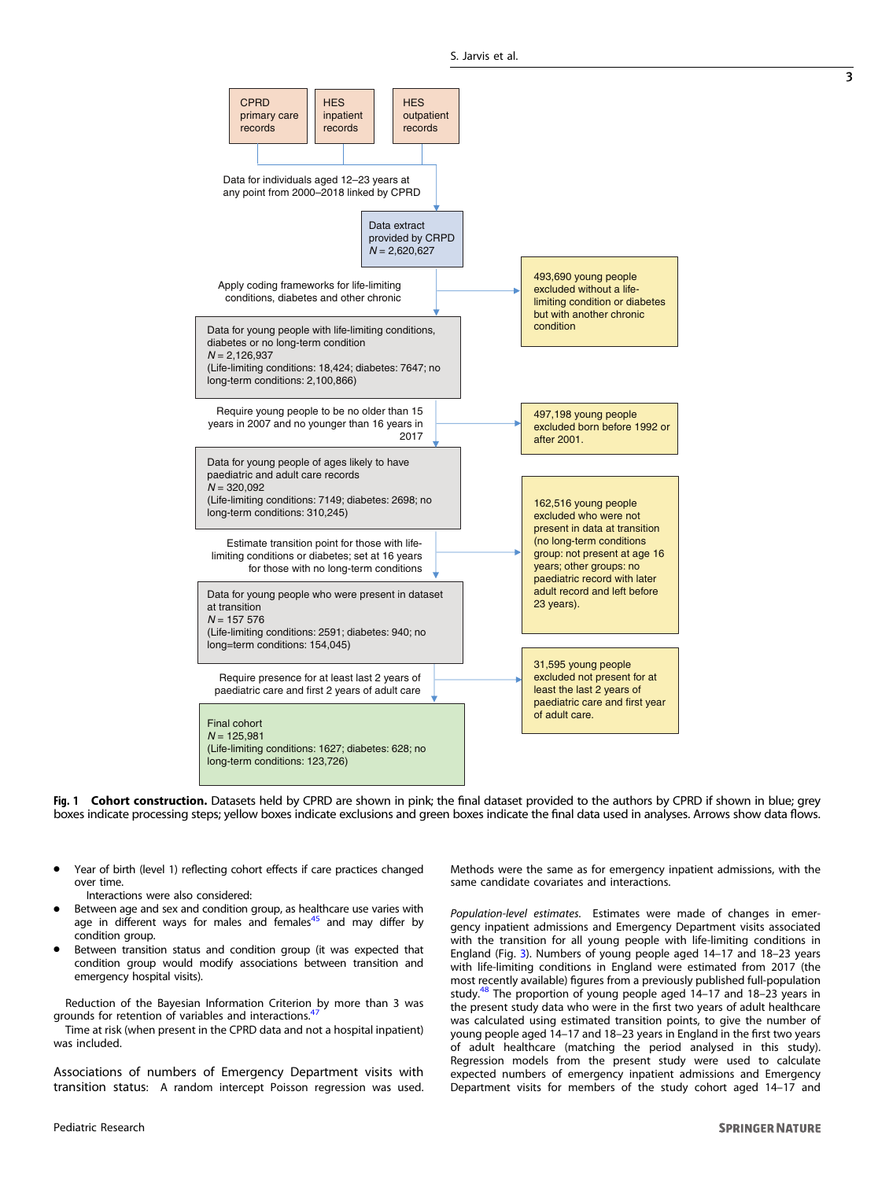CPRD primary care records

HES inpatient records

HES outpatient records

Data for individuals aged 12–23 years at any point from 2000–2018 linked by CPRD

Data extract provided by CRPD
$N$ = 2,620,627

Apply coding frameworks for life-limiting conditions, diabetes and other chronic

493,690 young people excluded without a life-limiting condition or diabetes but with another chronic condition

Data for young people with life-limiting conditions, diabetes or no long-term condition
$N$ = 2,126,937
(Life-limiting conditions: 18,424; diabetes: 7647; no long-term conditions: 2,100,866)

Require young people to be no older than 15 years in 2007 and no younger than 16 years in 2017

497,198 young people excluded born before 1992 or after 2001.

Data for young people of ages likely to have paediatric and adult care records
$N$ = 320,092
(Life-limiting conditions: 7149; diabetes: 2698; no long-term conditions: 310,245)

Estimate transition point for those with life-limiting conditions or diabetes; set at 16 years for those with no long-term conditions

162,516 young people excluded who were not present in data at transition (no long-term conditions group: not present at age 16 years; other groups: no paediatric record with later adult record and left before 23 years).

Data for young people who were present in dataset at transition
$N$ = 157 576
(Life-limiting conditions: 2591; diabetes: 940; no long=term conditions: 154,045)

Require presence for at least last 2 years of paediatric care and first 2 years of adult care

31,595 young people excluded not present for at least the last 2 years of paediatric care and first year of adult care.

Final cohort
$N$ = 125,981
(Life-limiting conditions: 1627; diabetes: 628; no long-term conditions: 123,726)

**Fig. 1 Cohort construction.** Datasets held by CPRD are shown in pink; the final dataset provided to the authors by CPRD if shown in blue; grey boxes indicate processing steps; yellow boxes indicate exclusions and green boxes indicate the final data used in analyses. Arrows show data flows.

- Year of birth (level 1) reflecting cohort effects if care practices changed over time.

  Interactions were also considered:
- Between age and sex and condition group, as healthcare use varies with age in different ways for males and females[45] and may differ by condition group.
- Between transition status and condition group (it was expected that condition group would modify associations between transition and emergency hospital visits).

Reduction of the Bayesian Information Criterion by more than 3 was grounds for retention of variables and interactions.[47]

Time at risk (when present in the CPRD data and not a hospital inpatient) was included.

*Associations of numbers of Emergency Department visits with transition status:* A random intercept Poisson regression was used. Methods were the same as for emergency inpatient admissions, with the same candidate covariates and interactions.

*Population-level estimates.* Estimates were made of changes in emergency inpatient admissions and Emergency Department visits associated with the transition for all young people with life-limiting conditions in England (Fig. 3). Numbers of young people aged 14–17 and 18–23 years with life-limiting conditions in England were estimated from 2017 (the most recently available) figures from a previously published full-population study.[48] The proportion of young people aged 14–17 and 18–23 years in the present study data who were in the first two years of adult healthcare was calculated using estimated transition points, to give the number of young people aged 14–17 and 18–23 years in England in the first two years of adult healthcare (matching the period analysed in this study). Regression models from the present study were used to calculate expected numbers of emergency inpatient admissions and Emergency Department visits for members of the study cohort aged 14–17 and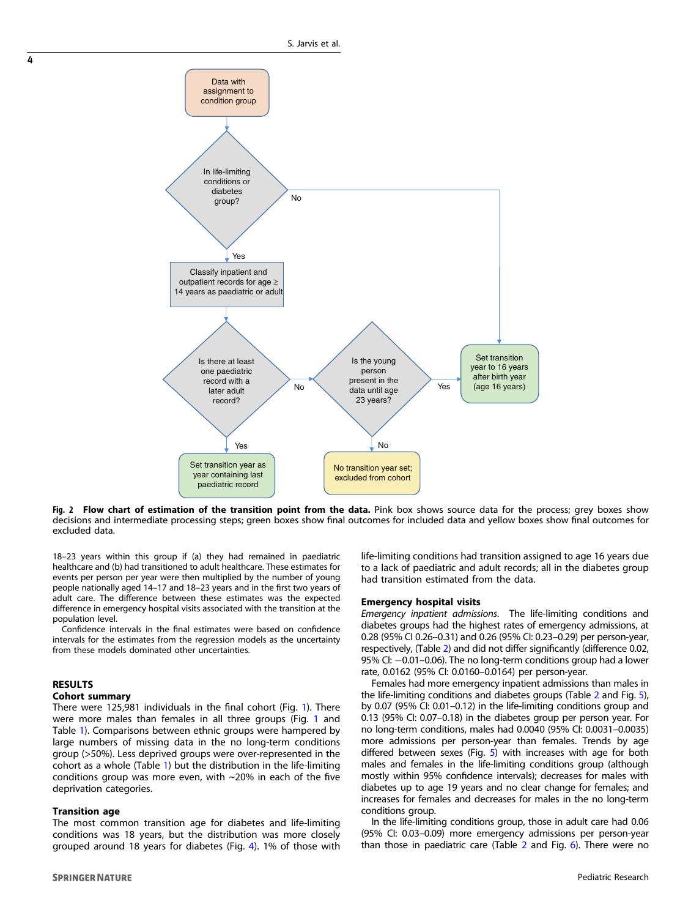Data with assignment to condition group

In life-limiting conditions or diabetes group?

No

Yes

Classify inpatient and outpatient records for age ≥ 14 years as paediatric or adult

Is there at least one paediatric record with a later adult record?

No

Is the young person present in the data until age 23 years?

Yes

Set transition year to 16 years after birth year (age 16 years)

Yes

Set transition year as year containing last paediatric record

No

No transition year set; excluded from cohort

**Fig. 2 Flow chart of estimation of the transition point from the data.** Pink box shows source data for the process; grey boxes show decisions and intermediate processing steps; green boxes show final outcomes for included data and yellow boxes show final outcomes for excluded data.

18–23 years within this group if (a) they had remained in paediatric healthcare and (b) had transitioned to adult healthcare. These estimates for events per person per year were then multiplied by the number of young people nationally aged 14–17 and 18–23 years and in the first two years of adult care. The difference between these estimates was the expected difference in emergency hospital visits associated with the transition at the population level.

Confidence intervals in the final estimates were based on confidence intervals for the estimates from the regression models as the uncertainty from these models dominated other uncertainties.

## RESULTS

### Cohort summary

There were 125,981 individuals in the final cohort (Fig. 1). There were more males than females in all three groups (Fig. 1 and Table 1). Comparisons between ethnic groups were hampered by large numbers of missing data in the no long-term conditions group (>50%). Less deprived groups were over-represented in the cohort as a whole (Table 1) but the distribution in the life-limiting conditions group was more even, with ~20% in each of the five deprivation categories.

### Transition age

The most common transition age for diabetes and life-limiting conditions was 18 years, but the distribution was more closely grouped around 18 years for diabetes (Fig. 4). 1% of those with life-limiting conditions had transition assigned to age 16 years due to a lack of paediatric and adult records; all in the diabetes group had transition estimated from the data.

### Emergency hospital visits

*Emergency inpatient admissions*. The life-limiting conditions and diabetes groups had the highest rates of emergency admissions, at 0.28 (95% CI 0.26–0.31) and 0.26 (95% CI: 0.23–0.29) per person-year, respectively, (Table 2) and did not differ significantly (difference 0.02, 95% CI: −0.01–0.06). The no long-term conditions group had a lower rate, 0.0162 (95% CI: 0.0160–0.0164) per person-year.

Females had more emergency inpatient admissions than males in the life-limiting conditions and diabetes groups (Table 2 and Fig. 5), by 0.07 (95% CI: 0.01–0.12) in the life-limiting conditions group and 0.13 (95% CI: 0.07–0.18) in the diabetes group per person year. For no long-term conditions, males had 0.0040 (95% CI: 0.0031–0.0035) more admissions per person-year than females. Trends by age differed between sexes (Fig. 5) with increases with age for both males and females in the life-limiting conditions group (although mostly within 95% confidence intervals); decreases for males with diabetes up to age 19 years and no clear change for females; and increases for females and decreases for males in the no long-term conditions group.

In the life-limiting conditions group, those in adult care had 0.06 (95% CI: 0.03–0.09) more emergency admissions per person-year than those in paediatric care (Table 2 and Fig. 6). There were no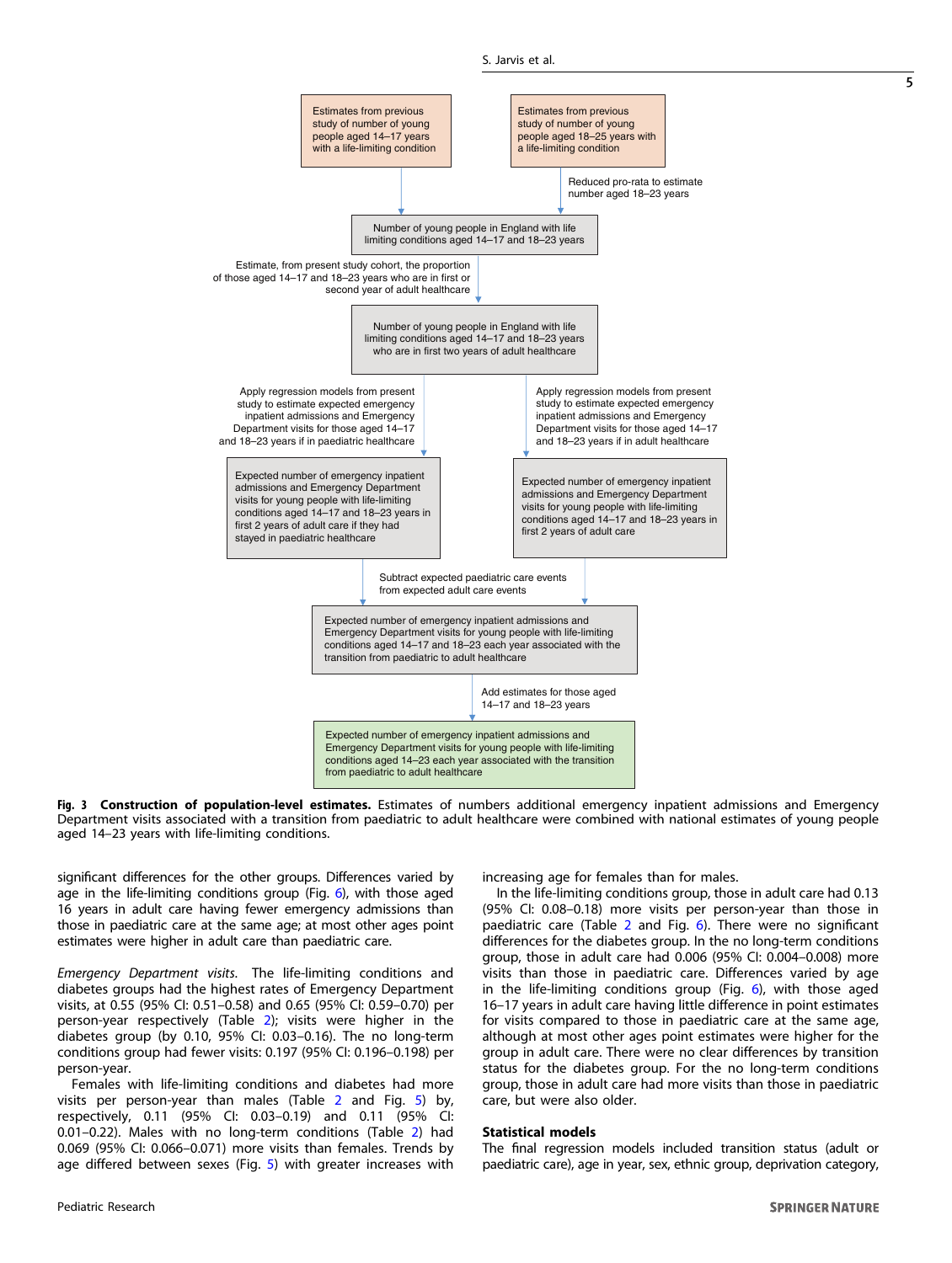Estimates from previous study of number of young people aged 14–17 years with a life-limiting condition

Estimates from previous study of number of young people aged 18–25 years with a life-limiting condition

Reduced pro-rata to estimate number aged 18–23 years

Number of young people in England with life limiting conditions aged 14–17 and 18–23 years

Estimate, from present study cohort, the proportion of those aged 14–17 and 18–23 years who are in first or second year of adult healthcare

Number of young people in England with life limiting conditions aged 14–17 and 18–23 years who are in first two years of adult healthcare

Apply regression models from present study to estimate expected emergency inpatient admissions and Emergency Department visits for those aged 14–17 and 18–23 years if in paediatric healthcare

Apply regression models from present study to estimate expected emergency inpatient admissions and Emergency Department visits for those aged 14–17 and 18–23 years if in adult healthcare

Expected number of emergency inpatient admissions and Emergency Department visits for young people with life-limiting conditions aged 14–17 and 18–23 years in first 2 years of adult care if they had stayed in paediatric healthcare

Expected number of emergency inpatient admissions and Emergency Department visits for young people with life-limiting conditions aged 14–17 and 18–23 years in first 2 years of adult care

Subtract expected paediatric care events from expected adult care events

Expected number of emergency inpatient admissions and Emergency Department visits for young people with life-limiting conditions aged 14–17 and 18–23 each year associated with the transition from paediatric to adult healthcare

Add estimates for those aged 14–17 and 18–23 years

Expected number of emergency inpatient admissions and Emergency Department visits for young people with life-limiting conditions aged 14–23 each year associated with the transition from paediatric to adult healthcare

**Fig. 3 Construction of population-level estimates.** Estimates of numbers additional emergency inpatient admissions and Emergency Department visits associated with a transition from paediatric to adult healthcare were combined with national estimates of young people aged 14–23 years with life-limiting conditions.

significant differences for the other groups. Differences varied by age in the life-limiting conditions group (Fig. 6), with those aged 16 years in adult care having fewer emergency admissions than those in paediatric care at the same age; at most other ages point estimates were higher in adult care than paediatric care.

*Emergency Department visits.* The life-limiting conditions and diabetes groups had the highest rates of Emergency Department visits, at 0.55 (95% CI: 0.51–0.58) and 0.65 (95% CI: 0.59–0.70) per person-year respectively (Table 2); visits were higher in the diabetes group (by 0.10, 95% CI: 0.03–0.16). The no long-term conditions group had fewer visits: 0.197 (95% CI: 0.196–0.198) per person-year.

Females with life-limiting conditions and diabetes had more visits per person-year than males (Table 2 and Fig. 5) by, respectively, 0.11 (95% CI: 0.03–0.19) and 0.11 (95% CI: 0.01–0.22). Males with no long-term conditions (Table 2) had 0.069 (95% CI: 0.066–0.071) more visits than females. Trends by age differed between sexes (Fig. 5) with greater increases with increasing age for females than for males.

In the life-limiting conditions group, those in adult care had 0.13 (95% CI: 0.08–0.18) more visits per person-year than those in paediatric care (Table 2 and Fig. 6). There were no significant differences for the diabetes group. In the no long-term conditions group, those in adult care had 0.006 (95% CI: 0.004–0.008) more visits than those in paediatric care. Differences varied by age in the life-limiting conditions group (Fig. 6), with those aged 16–17 years in adult care having little difference in point estimates for visits compared to those in paediatric care at the same age, although at most other ages point estimates were higher for the group in adult care. There were no clear differences by transition status for the diabetes group. For the no long-term conditions group, those in adult care had more visits than those in paediatric care, but were also older.

### Statistical models

The final regression models included transition status (adult or paediatric care), age in year, sex, ethnic group, deprivation category,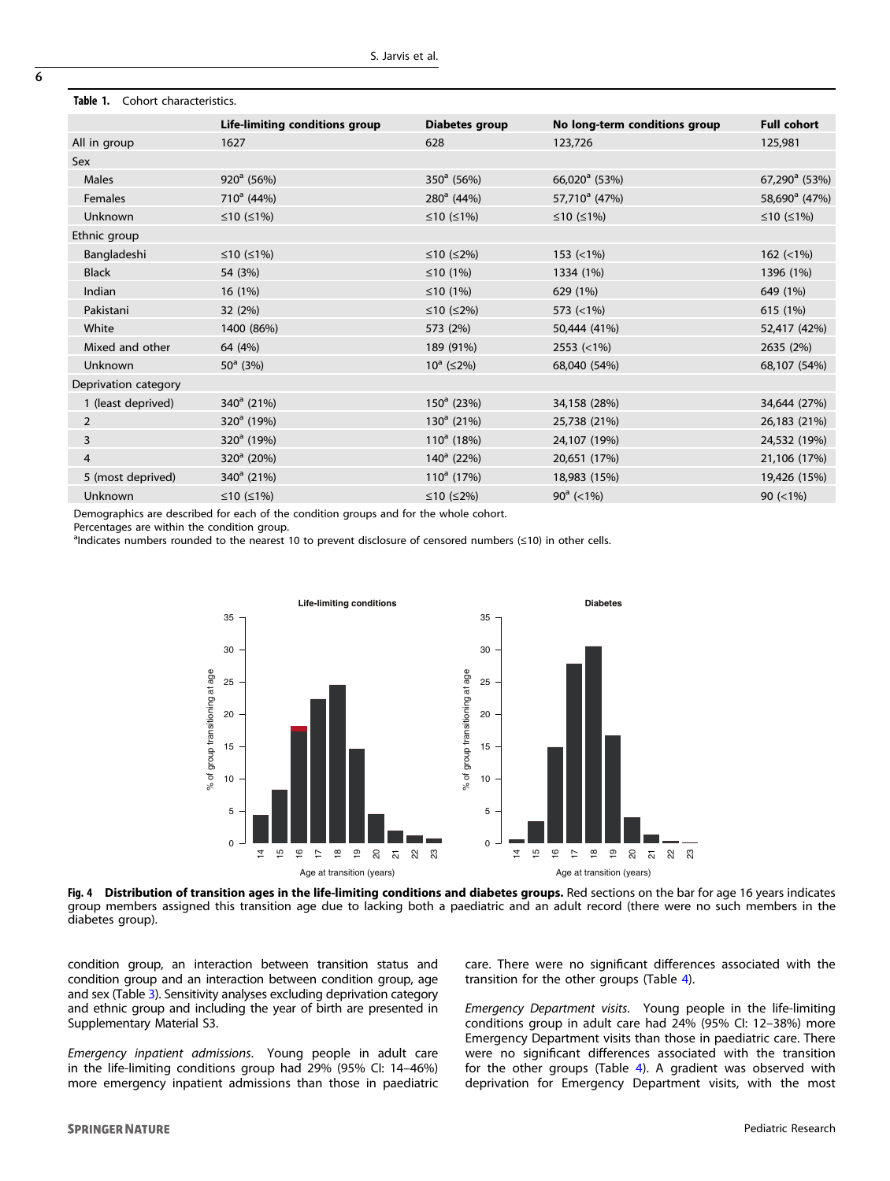**Table 1.** Cohort characteristics.

| | Life-limiting conditions group | Diabetes group | No long-term conditions group | Full cohort |
|---|---|---|---|---|
| All in group | 1627 | 628 | 123,726 | 125,981 |
| Sex | | | | |
| Males | 920[a] (56%) | 350[a] (56%) | 66,020[a] (53%) | 67,290[a] (53%) |
| Females | 710[a] (44%) | 280[a] (44%) | 57,710[a] (47%) | 58,690[a] (47%) |
| Unknown | ≤10 (≤1%) | ≤10 (≤1%) | ≤10 (≤1%) | ≤10 (≤1%) |
| Ethnic group | | | | |
| Bangladeshi | ≤10 (≤1%) | ≤10 (≤2%) | 153 (<1%) | 162 (<1%) |
| Black | 54 (3%) | ≤10 (1%) | 1334 (1%) | 1396 (1%) |
| Indian | 16 (1%) | ≤10 (1%) | 629 (1%) | 649 (1%) |
| Pakistani | 32 (2%) | ≤10 (≤2%) | 573 (<1%) | 615 (1%) |
| White | 1400 (86%) | 573 (2%) | 50,444 (41%) | 52,417 (42%) |
| Mixed and other | 64 (4%) | 189 (91%) | 2553 (<1%) | 2635 (2%) |
| Unknown | 50[a] (3%) | 10[a] (≤2%) | 68,040 (54%) | 68,107 (54%) |
| Deprivation category | | | | |
| 1 (least deprived) | 340[a] (21%) | 150[a] (23%) | 34,158 (28%) | 34,644 (27%) |
| 2 | 320[a] (19%) | 130[a] (21%) | 25,738 (21%) | 26,183 (21%) |
| 3 | 320[a] (19%) | 110[a] (18%) | 24,107 (19%) | 24,532 (19%) |
| 4 | 320[a] (20%) | 140[a] (22%) | 20,651 (17%) | 21,106 (17%) |
| 5 (most deprived) | 340[a] (21%) | 110[a] (17%) | 18,983 (15%) | 19,426 (15%) |
| Unknown | ≤10 (≤1%) | ≤10 (≤2%) | 90[a] (<1%) | 90 (<1%) |

Demographics are described for each of the condition groups and for the whole cohort.
Percentages are within the condition group.
[a]Indicates numbers rounded to the nearest 10 to prevent disclosure of censored numbers (≤10) in other cells.

**Fig. 4 Distribution of transition ages in the life-limiting conditions and diabetes groups.** Red sections on the bar for age 16 years indicates group members assigned this transition age due to lacking both a paediatric and an adult record (there were no such members in the diabetes group).

condition group, an interaction between transition status and condition group and an interaction between condition group, age and sex (Table 3). Sensitivity analyses excluding deprivation category and ethnic group and including the year of birth are presented in Supplementary Material S3.

*Emergency inpatient admissions*. Young people in adult care in the life-limiting conditions group had 29% (95% CI: 14–46%) more emergency inpatient admissions than those in paediatric care. There were no significant differences associated with the transition for the other groups (Table 4).

*Emergency Department visits*. Young people in the life-limiting conditions group in adult care had 24% (95% CI: 12–38%) more Emergency Department visits than those in paediatric care. There were no significant differences associated with the transition for the other groups (Table 4). A gradient was observed with deprivation for Emergency Department visits, with the most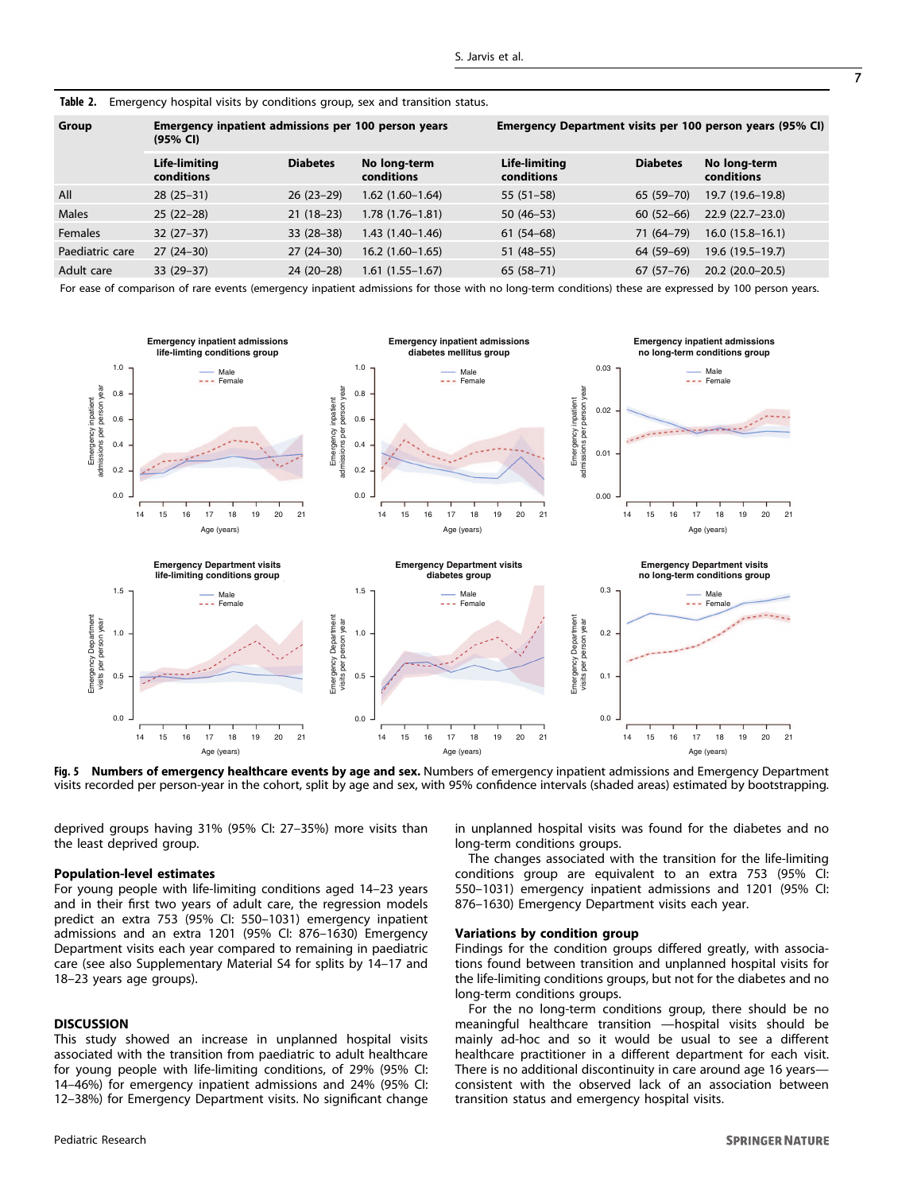**Table 2.** Emergency hospital visits by conditions group, sex and transition status.

| Group | Emergency inpatient admissions per 100 person years (95% CI) | | | Emergency Department visits per 100 person years (95% CI) | | |
|---|---|---|---|---|---|---|
| | Life-limiting conditions | Diabetes | No long-term conditions | Life-limiting conditions | Diabetes | No long-term conditions |
| All | 28 (25–31) | 26 (23–29) | 1.62 (1.60–1.64) | 55 (51–58) | 65 (59–70) | 19.7 (19.6–19.8) |
| Males | 25 (22–28) | 21 (18–23) | 1.78 (1.76–1.81) | 50 (46–53) | 60 (52–66) | 22.9 (22.7–23.0) |
| Females | 32 (27–37) | 33 (28–38) | 1.43 (1.40–1.46) | 61 (54–68) | 71 (64–79) | 16.0 (15.8–16.1) |
| Paediatric care | 27 (24–30) | 27 (24–30) | 16.2 (1.60–1.65) | 51 (48–55) | 64 (59–69) | 19.6 (19.5–19.7) |
| Adult care | 33 (29–37) | 24 (20–28) | 1.61 (1.55–1.67) | 65 (58–71) | 67 (57–76) | 20.2 (20.0–20.5) |

For ease of comparison of rare events (emergency inpatient admissions for those with no long-term conditions) these are expressed by 100 person years.

**Fig. 5 Numbers of emergency healthcare events by age and sex.** Numbers of emergency inpatient admissions and Emergency Department visits recorded per person-year in the cohort, split by age and sex, with 95% confidence intervals (shaded areas) estimated by bootstrapping.

deprived groups having 31% (95% CI: 27–35%) more visits than the least deprived group.

### Population-level estimates

For young people with life-limiting conditions aged 14–23 years and in their first two years of adult care, the regression models predict an extra 753 (95% CI: 550–1031) emergency inpatient admissions and an extra 1201 (95% CI: 876–1630) Emergency Department visits each year compared to remaining in paediatric care (see also Supplementary Material S4 for splits by 14–17 and 18–23 years age groups).

## DISCUSSION

This study showed an increase in unplanned hospital visits associated with the transition from paediatric to adult healthcare for young people with life-limiting conditions, of 29% (95% CI: 14–46%) for emergency inpatient admissions and 24% (95% CI: 12–38%) for Emergency Department visits. No significant change in unplanned hospital visits was found for the diabetes and no long-term conditions groups.

The changes associated with the transition for the life-limiting conditions group are equivalent to an extra 753 (95% CI: 550–1031) emergency inpatient admissions and 1201 (95% CI: 876–1630) Emergency Department visits each year.

### Variations by condition group

Findings for the condition groups differed greatly, with associations found between transition and unplanned hospital visits for the life-limiting conditions groups, but not for the diabetes and no long-term conditions groups.

For the no long-term conditions group, there should be no meaningful healthcare transition —hospital visits should be mainly ad-hoc and so it would be usual to see a different healthcare practitioner in a different department for each visit. There is no additional discontinuity in care around age 16 years—consistent with the observed lack of an association between transition status and emergency hospital visits.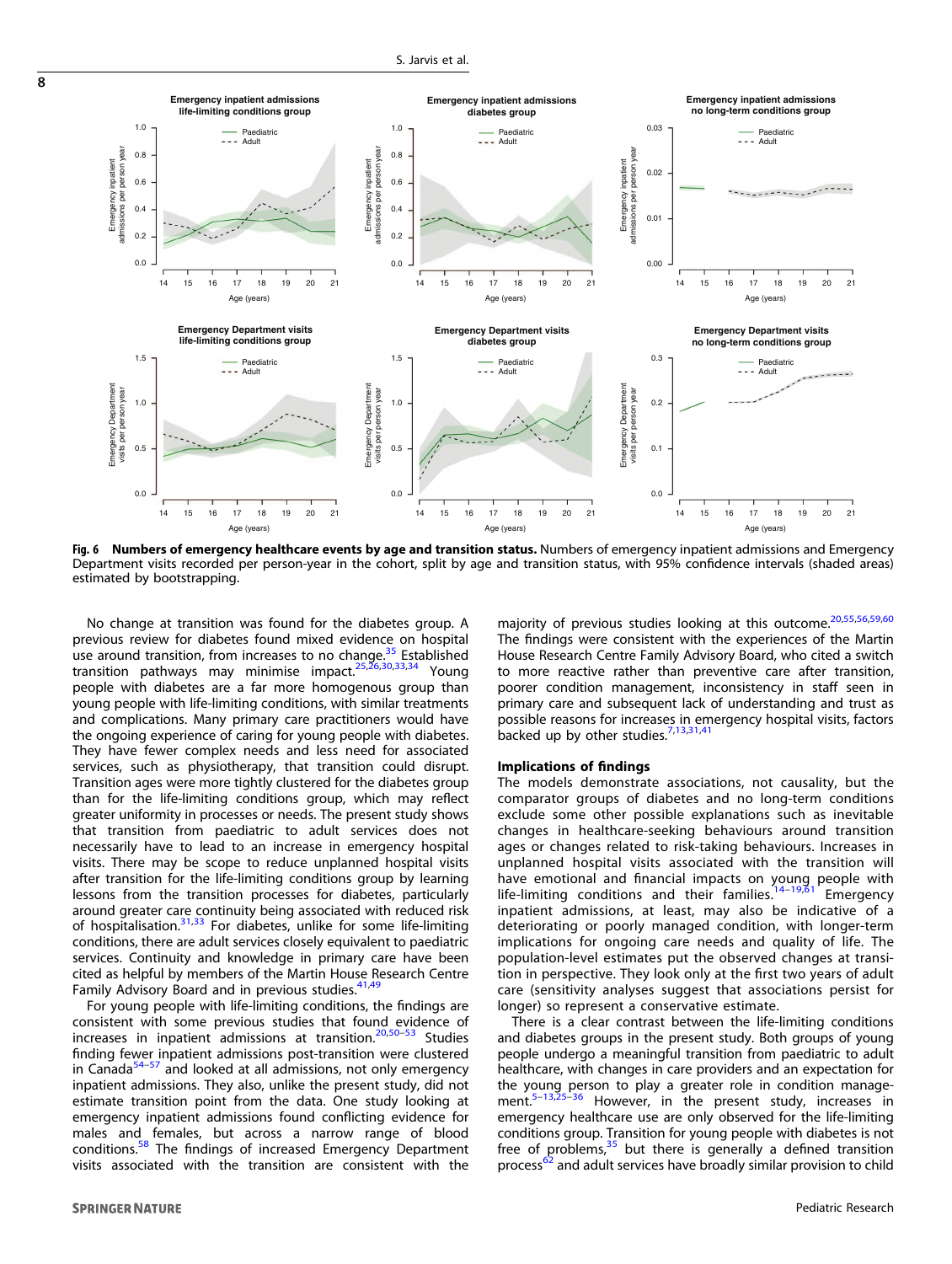Fig. 6 **Numbers of emergency healthcare events by age and transition status.** Numbers of emergency inpatient admissions and Emergency Department visits recorded per person-year in the cohort, split by age and transition status, with 95% confidence intervals (shaded areas) estimated by bootstrapping.

No change at transition was found for the diabetes group. A previous review for diabetes found mixed evidence on hospital use around transition, from increases to no change.[35] Established transition pathways may minimise impact.[25,26,30,33,34] Young people with diabetes are a far more homogenous group than young people with life-limiting conditions, with similar treatments and complications. Many primary care practitioners would have the ongoing experience of caring for young people with diabetes. They have fewer complex needs and less need for associated services, such as physiotherapy, that transition could disrupt. Transition ages were more tightly clustered for the diabetes group than for the life-limiting conditions group, which may reflect greater uniformity in processes or needs. The present study shows that transition from paediatric to adult services does not necessarily have to lead to an increase in emergency hospital visits. There may be scope to reduce unplanned hospital visits after transition for the life-limiting conditions group by learning lessons from the transition processes for diabetes, particularly around greater care continuity being associated with reduced risk of hospitalisation.[31,33] For diabetes, unlike for some life-limiting conditions, there are adult services closely equivalent to paediatric services. Continuity and knowledge in primary care have been cited as helpful by members of the Martin House Research Centre Family Advisory Board and in previous studies.[41,49]

For young people with life-limiting conditions, the findings are consistent with some previous studies that found evidence of increases in inpatient admissions at transition.[20,50–53] Studies finding fewer inpatient admissions post-transition were clustered in Canada[54–57] and looked at all admissions, not only emergency inpatient admissions. They also, unlike the present study, did not estimate transition point from the data. One study looking at emergency inpatient admissions found conflicting evidence for males and females, but across a narrow range of blood conditions.[58] The findings of increased Emergency Department visits associated with the transition are consistent with the majority of previous studies looking at this outcome.[20,55,56,59,60] The findings were consistent with the experiences of the Martin House Research Centre Family Advisory Board, who cited a switch to more reactive rather than preventive care after transition, poorer condition management, inconsistency in staff seen in primary care and subsequent lack of understanding and trust as possible reasons for increases in emergency hospital visits, factors backed up by other studies.[7,13,31,41]

## Implications of findings

The models demonstrate associations, not causality, but the comparator groups of diabetes and no long-term conditions exclude some other possible explanations such as inevitable changes in healthcare-seeking behaviours around transition ages or changes related to risk-taking behaviours. Increases in unplanned hospital visits associated with the transition will have emotional and financial impacts on young people with life-limiting conditions and their families.[14–19,61] Emergency inpatient admissions, at least, may also be indicative of a deteriorating or poorly managed condition, with longer-term implications for ongoing care needs and quality of life. The population-level estimates put the observed changes at transition in perspective. They look only at the first two years of adult care (sensitivity analyses suggest that associations persist for longer) so represent a conservative estimate.

There is a clear contrast between the life-limiting conditions and diabetes groups in the present study. Both groups of young people undergo a meaningful transition from paediatric to adult healthcare, with changes in care providers and an expectation for the young person to play a greater role in condition management.[5–13,25–36] However, in the present study, increases in emergency healthcare use are only observed for the life-limiting conditions group. Transition for young people with diabetes is not free of problems,[35] but there is generally a defined transition process[62] and adult services have broadly similar provision to child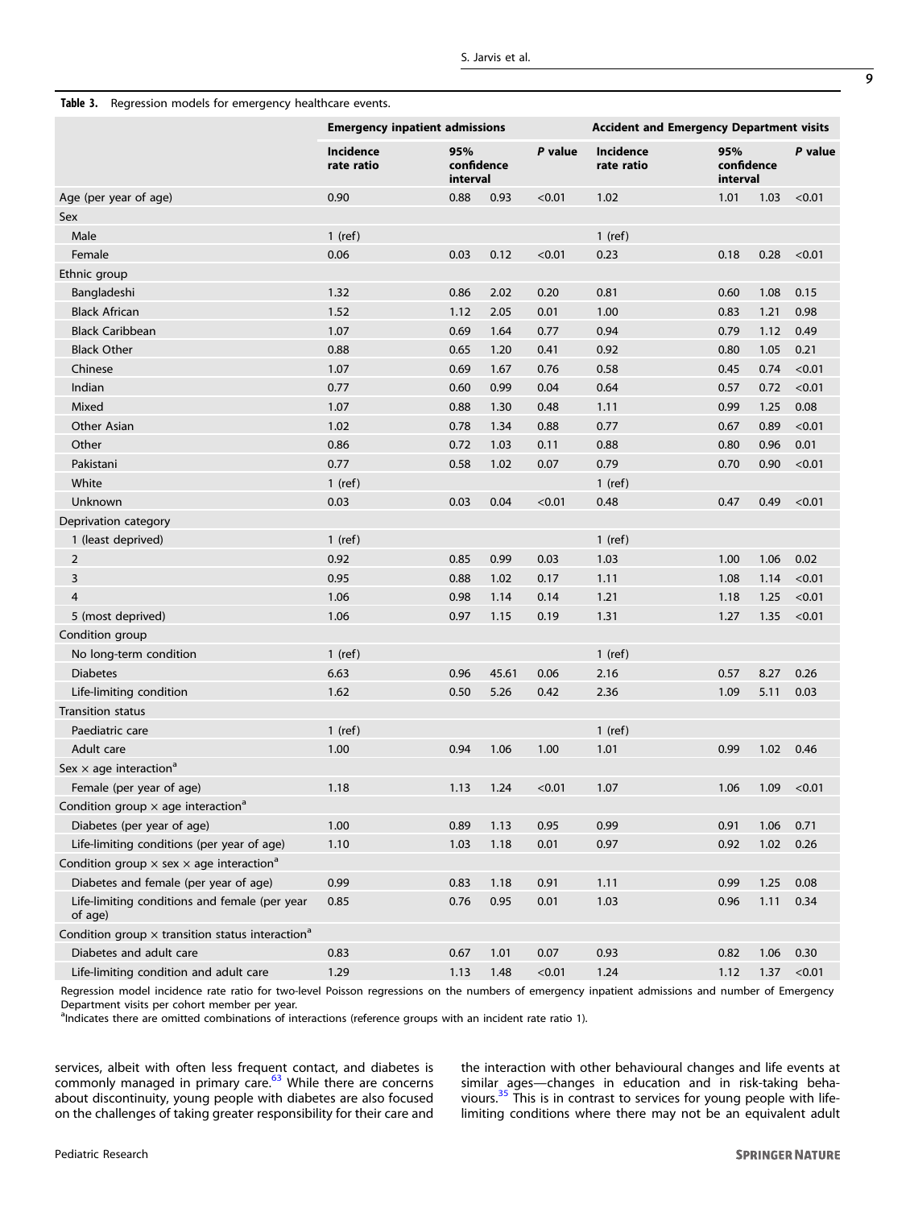**Table 3.** Regression models for emergency healthcare events.

| | Emergency inpatient admissions | | | | Accident and Emergency Department visits | | | |
|---|---|---|---|---|---|---|---|---|
| | Incidence rate ratio | 95% confidence interval | | *P* value | Incidence rate ratio | 95% confidence interval | | *P* value |
| Age (per year of age) | 0.90 | 0.88 | 0.93 | <0.01 | 1.02 | 1.01 | 1.03 | <0.01 |
| Sex | | | | | | | | |
| Male | 1 (ref) | | | | 1 (ref) | | | |
| Female | 0.06 | 0.03 | 0.12 | <0.01 | 0.23 | 0.18 | 0.28 | <0.01 |
| Ethnic group | | | | | | | | |
| Bangladeshi | 1.32 | 0.86 | 2.02 | 0.20 | 0.81 | 0.60 | 1.08 | 0.15 |
| Black African | 1.52 | 1.12 | 2.05 | 0.01 | 1.00 | 0.83 | 1.21 | 0.98 |
| Black Caribbean | 1.07 | 0.69 | 1.64 | 0.77 | 0.94 | 0.79 | 1.12 | 0.49 |
| Black Other | 0.88 | 0.65 | 1.20 | 0.41 | 0.92 | 0.80 | 1.05 | 0.21 |
| Chinese | 1.07 | 0.69 | 1.67 | 0.76 | 0.58 | 0.45 | 0.74 | <0.01 |
| Indian | 0.77 | 0.60 | 0.99 | 0.04 | 0.64 | 0.57 | 0.72 | <0.01 |
| Mixed | 1.07 | 0.88 | 1.30 | 0.48 | 1.11 | 0.99 | 1.25 | 0.08 |
| Other Asian | 1.02 | 0.78 | 1.34 | 0.88 | 0.77 | 0.67 | 0.89 | <0.01 |
| Other | 0.86 | 0.72 | 1.03 | 0.11 | 0.88 | 0.80 | 0.96 | 0.01 |
| Pakistani | 0.77 | 0.58 | 1.02 | 0.07 | 0.79 | 0.70 | 0.90 | <0.01 |
| White | 1 (ref) | | | | 1 (ref) | | | |
| Unknown | 0.03 | 0.03 | 0.04 | <0.01 | 0.48 | 0.47 | 0.49 | <0.01 |
| Deprivation category | | | | | | | | |
| 1 (least deprived) | 1 (ref) | | | | 1 (ref) | | | |
| 2 | 0.92 | 0.85 | 0.99 | 0.03 | 1.03 | 1.00 | 1.06 | 0.02 |
| 3 | 0.95 | 0.88 | 1.02 | 0.17 | 1.11 | 1.08 | 1.14 | <0.01 |
| 4 | 1.06 | 0.98 | 1.14 | 0.14 | 1.21 | 1.18 | 1.25 | <0.01 |
| 5 (most deprived) | 1.06 | 0.97 | 1.15 | 0.19 | 1.31 | 1.27 | 1.35 | <0.01 |
| Condition group | | | | | | | | |
| No long-term condition | 1 (ref) | | | | 1 (ref) | | | |
| Diabetes | 6.63 | 0.96 | 45.61 | 0.06 | 2.16 | 0.57 | 8.27 | 0.26 |
| Life-limiting condition | 1.62 | 0.50 | 5.26 | 0.42 | 2.36 | 1.09 | 5.11 | 0.03 |
| Transition status | | | | | | | | |
| Paediatric care | 1 (ref) | | | | 1 (ref) | | | |
| Adult care | 1.00 | 0.94 | 1.06 | 1.00 | 1.01 | 0.99 | 1.02 | 0.46 |
| Sex × age interaction[a] | | | | | | | | |
| Female (per year of age) | 1.18 | 1.13 | 1.24 | <0.01 | 1.07 | 1.06 | 1.09 | <0.01 |
| Condition group × age interaction[a] | | | | | | | | |
| Diabetes (per year of age) | 1.00 | 0.89 | 1.13 | 0.95 | 0.99 | 0.91 | 1.06 | 0.71 |
| Life-limiting conditions (per year of age) | 1.10 | 1.03 | 1.18 | 0.01 | 0.97 | 0.92 | 1.02 | 0.26 |
| Condition group × sex × age interaction[a] | | | | | | | | |
| Diabetes and female (per year of age) | 0.99 | 0.83 | 1.18 | 0.91 | 1.11 | 0.99 | 1.25 | 0.08 |
| Life-limiting conditions and female (per year of age) | 0.85 | 0.76 | 0.95 | 0.01 | 1.03 | 0.96 | 1.11 | 0.34 |
| Condition group × transition status interaction[a] | | | | | | | | |
| Diabetes and adult care | 0.83 | 0.67 | 1.01 | 0.07 | 0.93 | 0.82 | 1.06 | 0.30 |
| Life-limiting condition and adult care | 1.29 | 1.13 | 1.48 | <0.01 | 1.24 | 1.12 | 1.37 | <0.01 |

Regression model incidence rate ratio for two-level Poisson regressions on the numbers of emergency inpatient admissions and number of Emergency Department visits per cohort member per year.

[a]Indicates there are omitted combinations of interactions (reference groups with an incident rate ratio 1).

services, albeit with often less frequent contact, and diabetes is commonly managed in primary care.[63] While there are concerns about discontinuity, young people with diabetes are also focused on the challenges of taking greater responsibility for their care and the interaction with other behavioural changes and life events at similar ages—changes in education and in risk-taking behaviours.[35] This is in contrast to services for young people with life-limiting conditions where there may not be an equivalent adult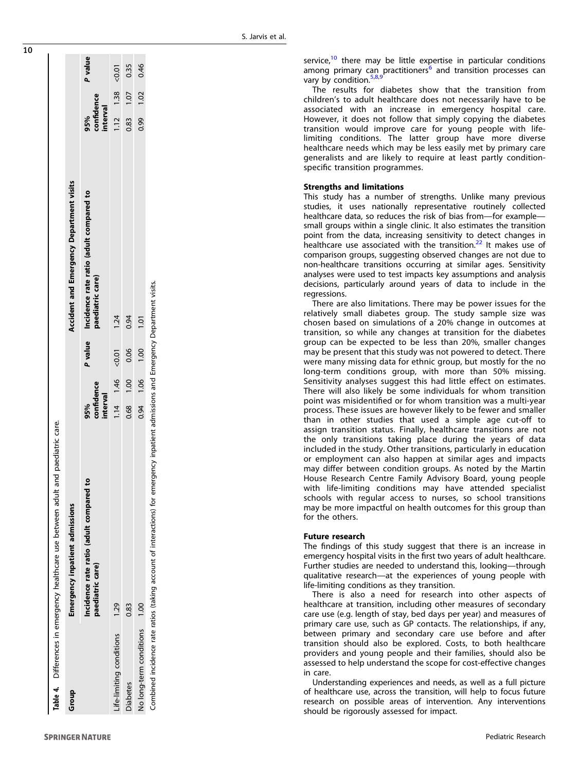**Table 4.** Differences in emergency healthcare use between adult and paediatric care.

| Group | Emergency inpatient admissions | | | | Accident and Emergency Department visits | | | |
|---|---|---|---|---|---|---|---|---|
| | Incidence rate ratio (adult compared to paediatric care) | 95% confidence interval | | *P* value | Incidence rate ratio (adult compared to paediatric care) | 95% confidence interval | | *P* value |
| Life-limiting conditions | 1.29 | 1.14 | 1.46 | <0.01 | 1.24 | 1.12 | 1.38 | <0.01 |
| Diabetes | 0.83 | 0.68 | 1.00 | 0.06 | 0.94 | 0.83 | 1.07 | 0.35 |
| No long-term conditions | 1.00 | 0.94 | 1.06 | 1.00 | 1.01 | 0.99 | 1.02 | 0.46 |

Combined incidence rate ratios (taking account of interactions) for emergency inpatient admissions and Emergency Department visits.

service,[10] there may be little expertise in particular conditions among primary can practitioners[6] and transition processes can vary by condition.[5,8,9]

The results for diabetes show that the transition from children's to adult healthcare does not necessarily have to be associated with an increase in emergency hospital care. However, it does not follow that simply copying the diabetes transition would improve care for young people with life-limiting conditions. The latter group have more diverse healthcare needs which may be less easily met by primary care generalists and are likely to require at least partly condition-specific transition programmes.

**Strengths and limitations**

This study has a number of strengths. Unlike many previous studies, it uses nationally representative routinely collected healthcare data, so reduces the risk of bias from—for example—small groups within a single clinic. It also estimates the transition point from the data, increasing sensitivity to detect changes in healthcare use associated with the transition.[22] It makes use of comparison groups, suggesting observed changes are not due to non-healthcare transitions occurring at similar ages. Sensitivity analyses were used to test impacts key assumptions and analysis decisions, particularly around years of data to include in the regressions.

There are also limitations. There may be power issues for the relatively small diabetes group. The study sample size was chosen based on simulations of a 20% change in outcomes at transition, so while any changes at transition for the diabetes group can be expected to be less than 20%, smaller changes may be present that this study was not powered to detect. There were many missing data for ethnic group, but mostly for the no long-term conditions group, with more than 50% missing. Sensitivity analyses suggest this had little effect on estimates. There will also likely be some individuals for whom transition point was misidentified or for whom transition was a multi-year process. These issues are however likely to be fewer and smaller than in other studies that used a simple age cut-off to assign transition status. Finally, healthcare transitions are not the only transitions taking place during the years of data included in the study. Other transitions, particularly in education or employment can also happen at similar ages and impacts may differ between condition groups. As noted by the Martin House Research Centre Family Advisory Board, young people with life-limiting conditions may have attended specialist schools with regular access to nurses, so school transitions may be more impactful on health outcomes for this group than for the others.

**Future research**

The findings of this study suggest that there is an increase in emergency hospital visits in the first two years of adult healthcare. Further studies are needed to understand this, looking—through qualitative research—at the experiences of young people with life-limiting conditions as they transition.

There is also a need for research into other aspects of healthcare at transition, including other measures of secondary care use (e.g. length of stay, bed days per year) and measures of primary care use, such as GP contacts. The relationships, if any, between primary and secondary care use before and after transition should also be explored. Costs, to both healthcare providers and young people and their families, should also be assessed to help understand the scope for cost-effective changes in care.

Understanding experiences and needs, as well as a full picture of healthcare use, across the transition, will help to focus future research on possible areas of intervention. Any interventions should be rigorously assessed for impact.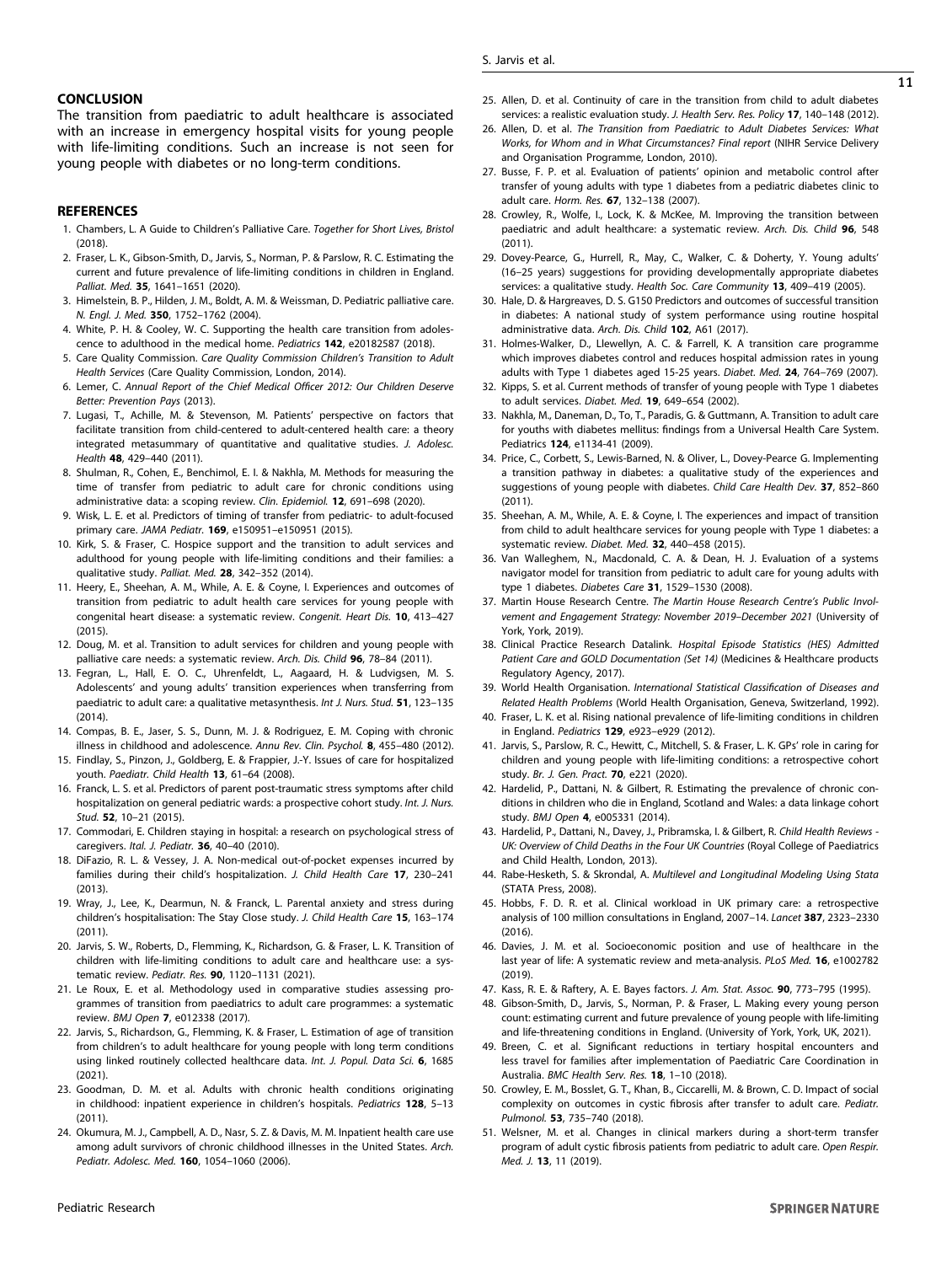## CONCLUSION

The transition from paediatric to adult healthcare is associated with an increase in emergency hospital visits for young people with life-limiting conditions. Such an increase is not seen for young people with diabetes or no long-term conditions.

## REFERENCES

1. Chambers, L. A Guide to Children's Palliative Care. *Together for Short Lives, Bristol* (2018).
2. Fraser, L. K., Gibson-Smith, D., Jarvis, S., Norman, P. & Parslow, R. C. Estimating the current and future prevalence of life-limiting conditions in children in England. *Palliat. Med.* **35**, 1641–1651 (2020).
3. Himelstein, B. P., Hilden, J. M., Boldt, A. M. & Weissman, D. Pediatric palliative care. *N. Engl. J. Med.* **350**, 1752–1762 (2004).
4. White, P. H. & Cooley, W. C. Supporting the health care transition from adolescence to adulthood in the medical home. *Pediatrics* **142**, e20182587 (2018).
5. Care Quality Commission. *Care Quality Commission Children's Transition to Adult Health Services* (Care Quality Commission, London, 2014).
6. Lemer, C. *Annual Report of the Chief Medical Officer 2012: Our Children Deserve Better: Prevention Pays* (2013).
7. Lugasi, T., Achille, M. & Stevenson, M. Patients' perspective on factors that facilitate transition from child-centered to adult-centered health care: a theory integrated metasummary of quantitative and qualitative studies. *J. Adolesc. Health* **48**, 429–440 (2011).
8. Shulman, R., Cohen, E., Benchimol, E. I. & Nakhla, M. Methods for measuring the time of transfer from pediatric to adult care for chronic conditions using administrative data: a scoping review. *Clin. Epidemiol.* **12**, 691–698 (2020).
9. Wisk, L. E. et al. Predictors of timing of transfer from pediatric- to adult-focused primary care. *JAMA Pediatr.* **169**, e150951–e150951 (2015).
10. Kirk, S. & Fraser, C. Hospice support and the transition to adult services and adulthood for young people with life-limiting conditions and their families: a qualitative study. *Palliat. Med.* **28**, 342–352 (2014).
11. Heery, E., Sheehan, A. M., While, A. E. & Coyne, I. Experiences and outcomes of transition from pediatric to adult health care services for young people with congenital heart disease: a systematic review. *Congenit. Heart Dis.* **10**, 413–427 (2015).
12. Doug, M. et al. Transition to adult services for children and young people with palliative care needs: a systematic review. *Arch. Dis. Child* **96**, 78–84 (2011).
13. Fegran, L., Hall, E. O. C., Uhrenfeldt, L., Aagaard, H. & Ludvigsen, M. S. Adolescents' and young adults' transition experiences when transferring from paediatric to adult care: a qualitative metasynthesis. *Int J. Nurs. Stud.* **51**, 123–135 (2014).
14. Compas, B. E., Jaser, S. S., Dunn, M. J. & Rodriguez, E. M. Coping with chronic illness in childhood and adolescence. *Annu Rev. Clin. Psychol.* **8**, 455–480 (2012).
15. Findlay, S., Pinzon, J., Goldberg, E. & Frappier, J.-Y. Issues of care for hospitalized youth. *Paediatr. Child Health* **13**, 61–64 (2008).
16. Franck, L. S. et al. Predictors of parent post-traumatic stress symptoms after child hospitalization on general pediatric wards: a prospective cohort study. *Int. J. Nurs. Stud.* **52**, 10–21 (2015).
17. Commodari, E. Children staying in hospital: a research on psychological stress of caregivers. *Ital. J. Pediatr.* **36**, 40–40 (2010).
18. DiFazio, R. L. & Vessey, J. A. Non-medical out-of-pocket expenses incurred by families during their child's hospitalization. *J. Child Health Care* **17**, 230–241 (2013).
19. Wray, J., Lee, K., Dearmun, N. & Franck, L. Parental anxiety and stress during children's hospitalisation: The Stay Close study. *J. Child Health Care* **15**, 163–174 (2011).
20. Jarvis, S. W., Roberts, D., Flemming, K., Richardson, G. & Fraser, L. K. Transition of children with life-limiting conditions to adult care and healthcare use: a systematic review. *Pediatr. Res.* **90**, 1120–1131 (2021).
21. Le Roux, E. et al. Methodology used in comparative studies assessing programmes of transition from paediatrics to adult care programmes: a systematic review. *BMJ Open* **7**, e012338 (2017).
22. Jarvis, S., Richardson, G., Flemming, K. & Fraser, L. Estimation of age of transition from children's to adult healthcare for young people with long term conditions using linked routinely collected healthcare data. *Int. J. Popul. Data Sci.* **6**, 1685 (2021).
23. Goodman, D. M. et al. Adults with chronic health conditions originating in childhood: inpatient experience in children's hospitals. *Pediatrics* **128**, 5–13 (2011).
24. Okumura, M. J., Campbell, A. D., Nasr, S. Z. & Davis, M. M. Inpatient health care use among adult survivors of chronic childhood illnesses in the United States. *Arch. Pediatr. Adolesc. Med.* **160**, 1054–1060 (2006).
25. Allen, D. et al. Continuity of care in the transition from child to adult diabetes services: a realistic evaluation study. *J. Health Serv. Res. Policy* **17**, 140–148 (2012).
26. Allen, D. et al. *The Transition from Paediatric to Adult Diabetes Services: What Works, for Whom and in What Circumstances? Final report* (NIHR Service Delivery and Organisation Programme, London, 2010).
27. Busse, F. P. et al. Evaluation of patients' opinion and metabolic control after transfer of young adults with type 1 diabetes from a pediatric diabetes clinic to adult care. *Horm. Res.* **67**, 132–138 (2007).
28. Crowley, R., Wolfe, I., Lock, K. & McKee, M. Improving the transition between paediatric and adult healthcare: a systematic review. *Arch. Dis. Child* **96**, 548 (2011).
29. Dovey-Pearce, G., Hurrell, R., May, C., Walker, C. & Doherty, Y. Young adults' (16–25 years) suggestions for providing developmentally appropriate diabetes services: a qualitative study. *Health Soc. Care Community* **13**, 409–419 (2005).
30. Hale, D. & Hargreaves, D. S. G150 Predictors and outcomes of successful transition in diabetes: A national study of system performance using routine hospital administrative data. *Arch. Dis. Child* **102**, A61 (2017).
31. Holmes-Walker, D., Llewellyn, A. C. & Farrell, K. A transition care programme which improves diabetes control and reduces hospital admission rates in young adults with Type 1 diabetes aged 15-25 years. *Diabet. Med.* **24**, 764–769 (2007).
32. Kipps, S. et al. Current methods of transfer of young people with Type 1 diabetes to adult services. *Diabet. Med.* **19**, 649–654 (2002).
33. Nakhla, M., Daneman, D., To, T., Paradis, G. & Guttmann, A. Transition to adult care for youths with diabetes mellitus: findings from a Universal Health Care System. Pediatrics **124**, e1134-41 (2009).
34. Price, C., Corbett, S., Lewis-Barned, N. & Oliver, L., Dovey-Pearce G. Implementing a transition pathway in diabetes: a qualitative study of the experiences and suggestions of young people with diabetes. *Child Care Health Dev.* **37**, 852–860 (2011).
35. Sheehan, A. M., While, A. E. & Coyne, I. The experiences and impact of transition from child to adult healthcare services for young people with Type 1 diabetes: a systematic review. *Diabet. Med.* **32**, 440–458 (2015).
36. Van Walleghem, N., Macdonald, C. A. & Dean, H. J. Evaluation of a systems navigator model for transition from pediatric to adult care for young adults with type 1 diabetes. *Diabetes Care* **31**, 1529–1530 (2008).
37. Martin House Research Centre. *The Martin House Research Centre's Public Involvement and Engagement Strategy: November 2019–December 2021* (University of York, York, 2019).
38. Clinical Practice Research Datalink. *Hospital Episode Statistics (HES) Admitted Patient Care and GOLD Documentation (Set 14)* (Medicines & Healthcare products Regulatory Agency, 2017).
39. World Health Organisation. *International Statistical Classification of Diseases and Related Health Problems* (World Health Organisation, Geneva, Switzerland, 1992).
40. Fraser, L. K. et al. Rising national prevalence of life-limiting conditions in children in England. *Pediatrics* **129**, e923–e929 (2012).
41. Jarvis, S., Parslow, R. C., Hewitt, C., Mitchell, S. & Fraser, L. K. GPs' role in caring for children and young people with life-limiting conditions: a retrospective cohort study. *Br. J. Gen. Pract.* **70**, e221 (2020).
42. Hardelid, P., Dattani, N. & Gilbert, R. Estimating the prevalence of chronic conditions in children who die in England, Scotland and Wales: a data linkage cohort study. *BMJ Open* **4**, e005331 (2014).
43. Hardelid, P., Dattani, N., Davey, J., Pribramska, I. & Gilbert, R. *Child Health Reviews - UK: Overview of Child Deaths in the Four UK Countries* (Royal College of Paediatrics and Child Health, London, 2013).
44. Rabe-Hesketh, S. & Skrondal, A. *Multilevel and Longitudinal Modeling Using Stata* (STATA Press, 2008).
45. Hobbs, F. D. R. et al. Clinical workload in UK primary care: a retrospective analysis of 100 million consultations in England, 2007–14. *Lancet* **387**, 2323–2330 (2016).
46. Davies, J. M. et al. Socioeconomic position and use of healthcare in the last year of life: A systematic review and meta-analysis. *PLoS Med.* **16**, e1002782 (2019).
47. Kass, R. E. & Raftery, A. E. Bayes factors. *J. Am. Stat. Assoc.* **90**, 773–795 (1995).
48. Gibson-Smith, D., Jarvis, S., Norman, P. & Fraser, L. Making every young person count: estimating current and future prevalence of young people with life-limiting and life-threatening conditions in England. (University of York, York, UK, 2021).
49. Breen, C. et al. Significant reductions in tertiary hospital encounters and less travel for families after implementation of Paediatric Care Coordination in Australia. *BMC Health Serv. Res.* **18**, 1–10 (2018).
50. Crowley, E. M., Bosslet, G. T., Khan, B., Ciccarelli, M. & Brown, C. D. Impact of social complexity on outcomes in cystic fibrosis after transfer to adult care. *Pediatr. Pulmonol.* **53**, 735–740 (2018).
51. Welsner, M. et al. Changes in clinical markers during a short-term transfer program of adult cystic fibrosis patients from pediatric to adult care. *Open Respir. Med. J.* **13**, 11 (2019).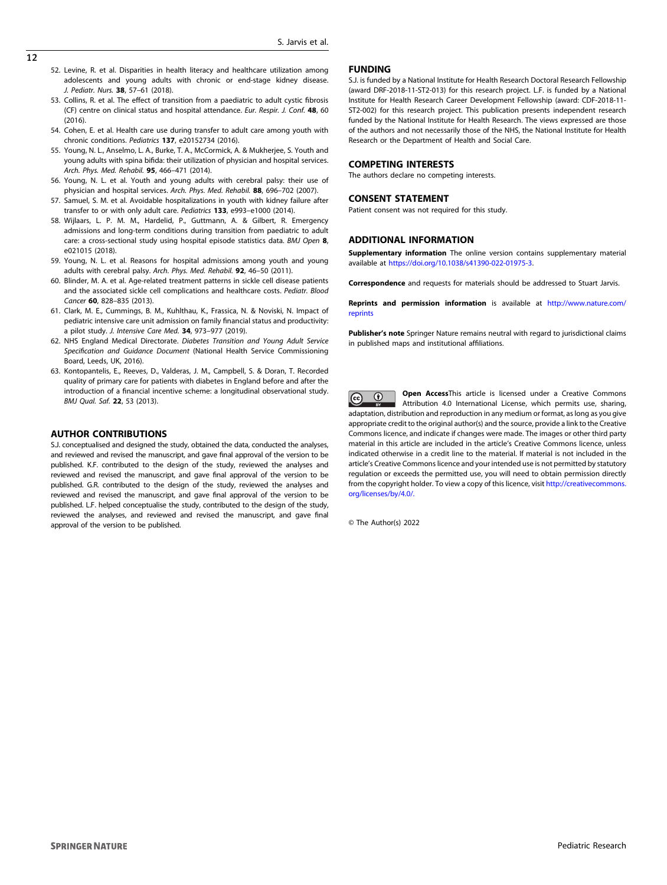52. Levine, R. et al. Disparities in health literacy and healthcare utilization among adolescents and young adults with chronic or end-stage kidney disease. *J. Pediatr. Nurs.* **38**, 57–61 (2018).
53. Collins, R. et al. The effect of transition from a paediatric to adult cystic fibrosis (CF) centre on clinical status and hospital attendance. *Eur. Respir. J. Conf.* **48**, 60 (2016).
54. Cohen, E. et al. Health care use during transfer to adult care among youth with chronic conditions. *Pediatrics* **137**, e20152734 (2016).
55. Young, N. L., Anselmo, L. A., Burke, T. A., McCormick, A. & Mukherjee, S. Youth and young adults with spina bifida: their utilization of physician and hospital services. *Arch. Phys. Med. Rehabil.* **95**, 466–471 (2014).
56. Young, N. L. et al. Youth and young adults with cerebral palsy: their use of physician and hospital services. *Arch. Phys. Med. Rehabil.* **88**, 696–702 (2007).
57. Samuel, S. M. et al. Avoidable hospitalizations in youth with kidney failure after transfer to or with only adult care. *Pediatrics* **133**, e993–e1000 (2014).
58. Wijlaars, L. P. M. M., Hardelid, P., Guttmann, A. & Gilbert, R. Emergency admissions and long-term conditions during transition from paediatric to adult care: a cross-sectional study using hospital episode statistics data. *BMJ Open* **8**, e021015 (2018).
59. Young, N. L. et al. Reasons for hospital admissions among youth and young adults with cerebral palsy. *Arch. Phys. Med. Rehabil.* **92**, 46–50 (2011).
60. Blinder, M. A. et al. Age-related treatment patterns in sickle cell disease patients and the associated sickle cell complications and healthcare costs. *Pediatr. Blood Cancer* **60**, 828–835 (2013).
61. Clark, M. E., Cummings, B. M., Kuhlthau, K., Frassica, N. & Noviski, N. Impact of pediatric intensive care unit admission on family financial status and productivity: a pilot study. *J. Intensive Care Med.* **34**, 973–977 (2019).
62. NHS England Medical Directorate. *Diabetes Transition and Young Adult Service Specification and Guidance Document* (National Health Service Commissioning Board, Leeds, UK, 2016).
63. Kontopantelis, E., Reeves, D., Valderas, J. M., Campbell, S. & Doran, T. Recorded quality of primary care for patients with diabetes in England before and after the introduction of a financial incentive scheme: a longitudinal observational study. *BMJ Qual. Saf.* **22**, 53 (2013).

## AUTHOR CONTRIBUTIONS

S.J. conceptualised and designed the study, obtained the data, conducted the analyses, and reviewed and revised the manuscript, and gave final approval of the version to be published. K.F. contributed to the design of the study, reviewed the analyses and reviewed and revised the manuscript, and gave final approval of the version to be published. G.R. contributed to the design of the study, reviewed the analyses and reviewed and revised the manuscript, and gave final approval of the version to be published. L.F. helped conceptualise the study, contributed to the design of the study, reviewed the analyses, and reviewed and revised the manuscript, and gave final approval of the version to be published.

## FUNDING

S.J. is funded by a National Institute for Health Research Doctoral Research Fellowship (award DRF-2018-11-ST2-013) for this research project. L.F. is funded by a National Institute for Health Research Career Development Fellowship (award: CDF-2018-11-ST2-002) for this research project. This publication presents independent research funded by the National Institute for Health Research. The views expressed are those of the authors and not necessarily those of the NHS, the National Institute for Health Research or the Department of Health and Social Care.

## COMPETING INTERESTS

The authors declare no competing interests.

## CONSENT STATEMENT

Patient consent was not required for this study.

## ADDITIONAL INFORMATION

**Supplementary information** The online version contains supplementary material available at https://doi.org/10.1038/s41390-022-01975-3.

**Correspondence** and requests for materials should be addressed to Stuart Jarvis.

**Reprints and permission information** is available at http://www.nature.com/reprints

**Publisher's note** Springer Nature remains neutral with regard to jurisdictional claims in published maps and institutional affiliations.

**Open Access** This article is licensed under a Creative Commons Attribution 4.0 International License, which permits use, sharing, adaptation, distribution and reproduction in any medium or format, as long as you give appropriate credit to the original author(s) and the source, provide a link to the Creative Commons licence, and indicate if changes were made. The images or other third party material in this article are included in the article's Creative Commons licence, unless indicated otherwise in a credit line to the material. If material is not included in the article's Creative Commons licence and your intended use is not permitted by statutory regulation or exceeds the permitted use, you will need to obtain permission directly from the copyright holder. To view a copy of this licence, visit http://creativecommons.org/licenses/by/4.0/.

© The Author(s) 2022